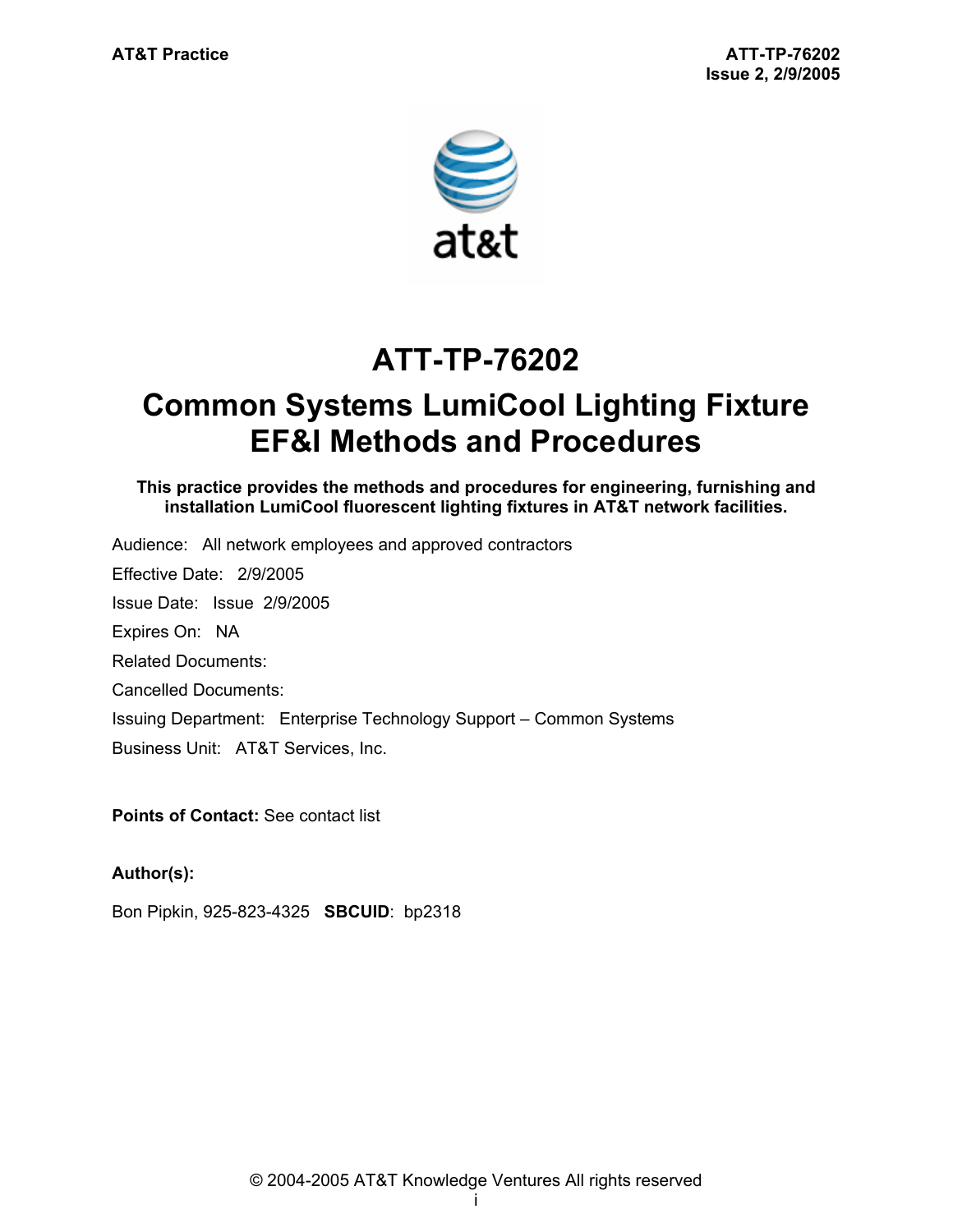# ATT-TP-76202

# Common Systems LumiCool Lighting Fixture EF&I Methods and Procedures

**This practice provides the methods and procedures for engineering, furnishing and installation LumiCool fluorescent lighting fixtures in AT&T network facilities.**

Audience: All network employees and approved contractors

Effective Date: 2/9/2005

Issue Date: Issue 2/9/2005

Expires On: NA

Related Documents:

Cancelled Documents:

Issuing Department: Enterprise Technology Support – Common Systems

Business Unit: AT&T Services, Inc.

**Points of Contact:** See contact list

**Author(s):**

Bon Pipkin, 925-823-4325 **SBCUID**: bp2318

© 2004-2005 AT&T Knowledge Ventures All rights reserved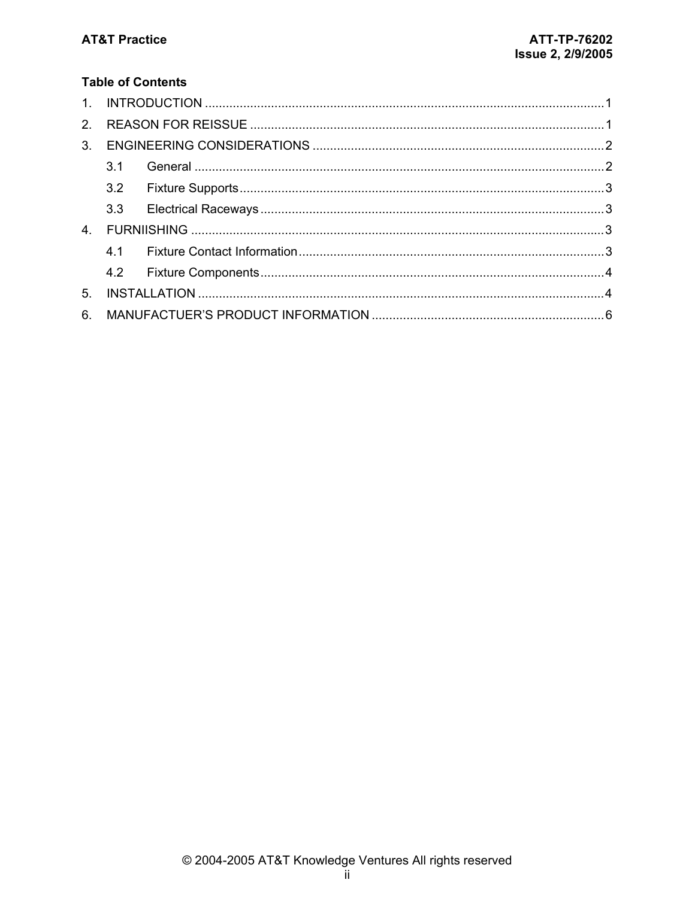**Table of Contents**

1. INTRODUCTION ....................................................................................................................1
2. REASON FOR REISSUE .......................................................................................................1
3. ENGINEERING CONSIDERATIONS ......................................................................................2
   - 3.1 General ........................................................................................................................2
   - 3.2 Fixture Supports...........................................................................................................3
   - 3.3 Electrical Raceways .....................................................................................................3
4. FURNIISHING ........................................................................................................................3
   - 4.1 Fixture Contact Information..........................................................................................3
   - 4.2 Fixture Components.....................................................................................................4
5. INSTALLATION ......................................................................................................................4
6. MANUFACTUER'S PRODUCT INFORMATION .....................................................................6

© 2004-2005 AT&T Knowledge Ventures All rights reserved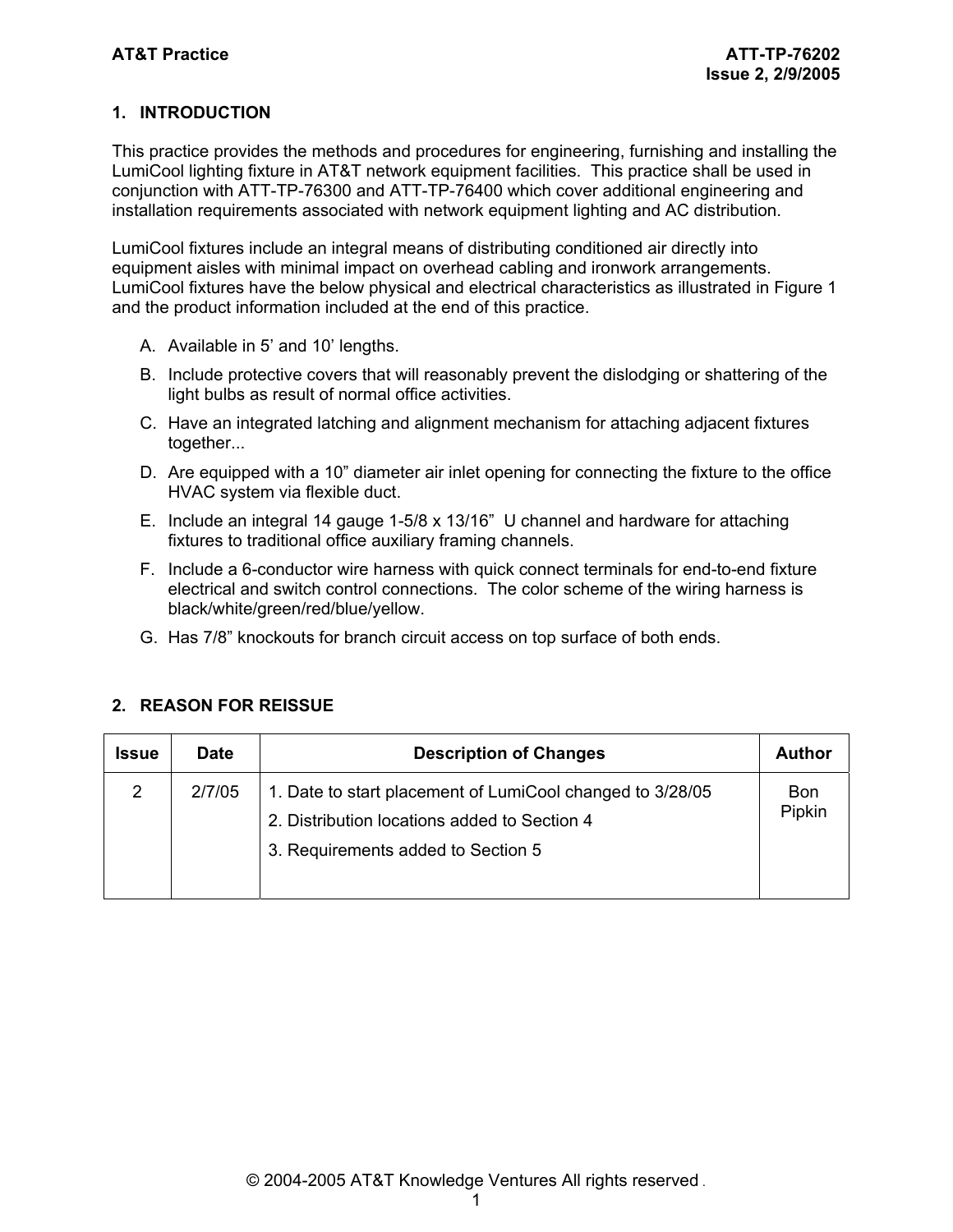## 1. INTRODUCTION

This practice provides the methods and procedures for engineering, furnishing and installing the LumiCool lighting fixture in AT&T network equipment facilities. This practice shall be used in conjunction with ATT-TP-76300 and ATT-TP-76400 which cover additional engineering and installation requirements associated with network equipment lighting and AC distribution.

LumiCool fixtures include an integral means of distributing conditioned air directly into equipment aisles with minimal impact on overhead cabling and ironwork arrangements. LumiCool fixtures have the below physical and electrical characteristics as illustrated in Figure 1 and the product information included at the end of this practice.

A. Available in 5' and 10' lengths.
B. Include protective covers that will reasonably prevent the dislodging or shattering of the light bulbs as result of normal office activities.
C. Have an integrated latching and alignment mechanism for attaching adjacent fixtures together...
D. Are equipped with a 10" diameter air inlet opening for connecting the fixture to the office HVAC system via flexible duct.
E. Include an integral 14 gauge 1-5/8 x 13/16" U channel and hardware for attaching fixtures to traditional office auxiliary framing channels.
F. Include a 6-conductor wire harness with quick connect terminals for end-to-end fixture electrical and switch control connections. The color scheme of the wiring harness is black/white/green/red/blue/yellow.
G. Has 7/8" knockouts for branch circuit access on top surface of both ends.

## 2. REASON FOR REISSUE

| Issue | Date | Description of Changes | Author |
|---|---|---|---|
| 2 | 2/7/05 | 1. Date to start placement of LumiCool changed to 3/28/05<br>2. Distribution locations added to Section 4<br>3. Requirements added to Section 5 | Bon Pipkin |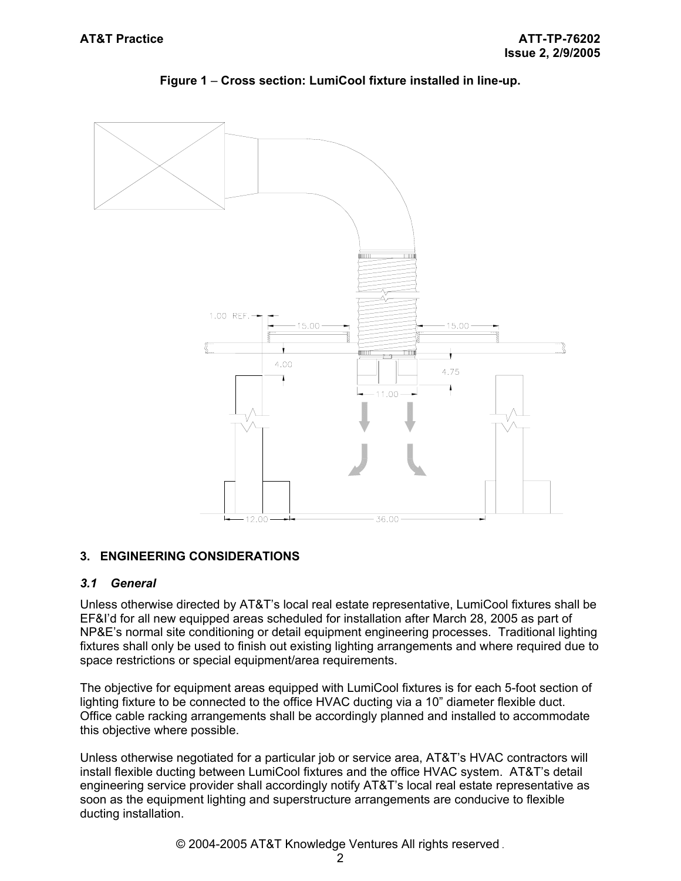**Figure 1 – Cross section: LumiCool fixture installed in line-up.**

## 3. ENGINEERING CONSIDERATIONS

### *3.1 General*

Unless otherwise directed by AT&T's local real estate representative, LumiCool fixtures shall be EF&I'd for all new equipped areas scheduled for installation after March 28, 2005 as part of NP&E's normal site conditioning or detail equipment engineering processes. Traditional lighting fixtures shall only be used to finish out existing lighting arrangements and where required due to space restrictions or special equipment/area requirements.

The objective for equipment areas equipped with LumiCool fixtures is for each 5-foot section of lighting fixture to be connected to the office HVAC ducting via a 10" diameter flexible duct. Office cable racking arrangements shall be accordingly planned and installed to accommodate this objective where possible.

Unless otherwise negotiated for a particular job or service area, AT&T's HVAC contractors will install flexible ducting between LumiCool fixtures and the office HVAC system. AT&T's detail engineering service provider shall accordingly notify AT&T's local real estate representative as soon as the equipment lighting and superstructure arrangements are conducive to flexible ducting installation.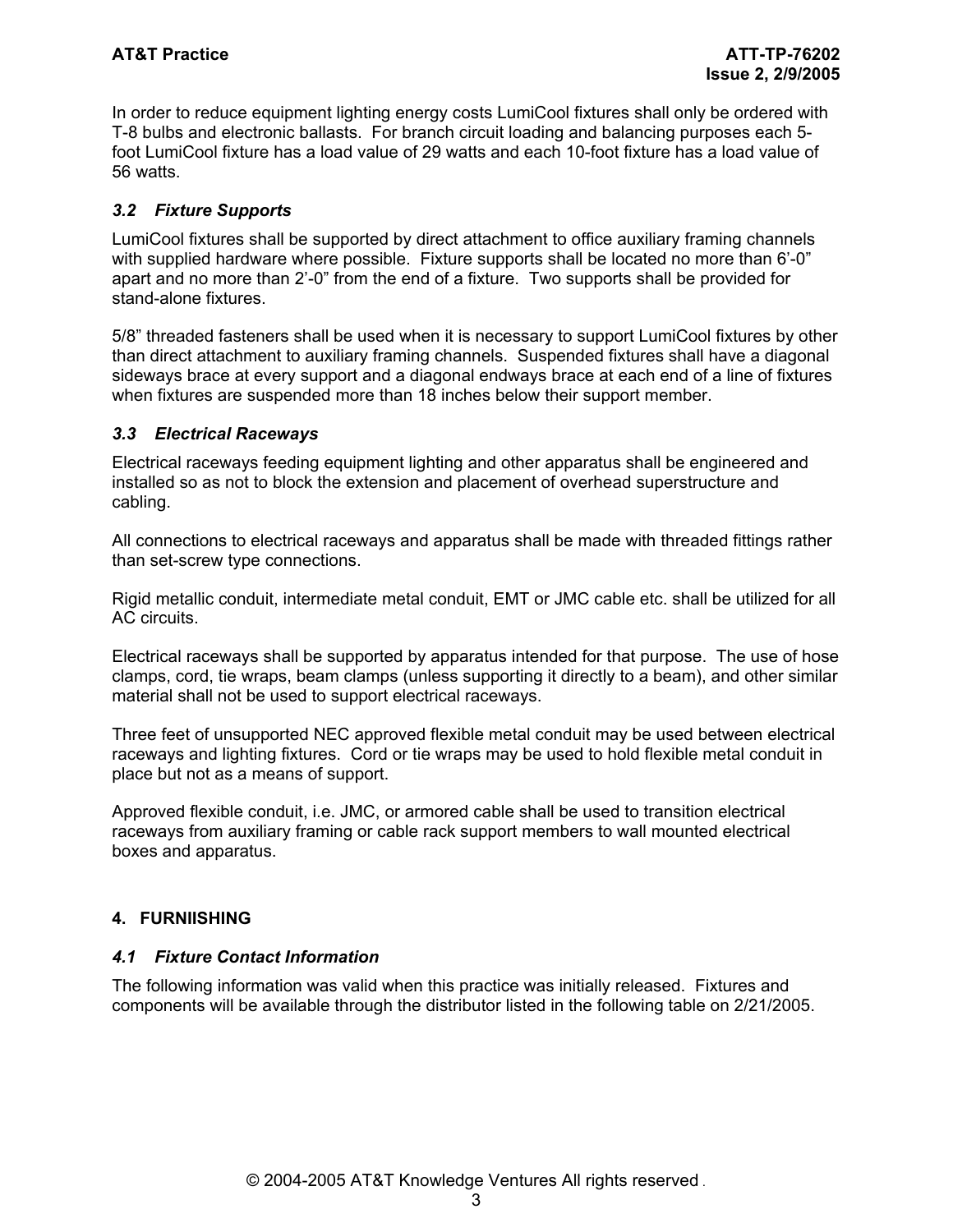In order to reduce equipment lighting energy costs LumiCool fixtures shall only be ordered with T-8 bulbs and electronic ballasts. For branch circuit loading and balancing purposes each 5-foot LumiCool fixture has a load value of 29 watts and each 10-foot fixture has a load value of 56 watts.

### *3.2 Fixture Supports*

LumiCool fixtures shall be supported by direct attachment to office auxiliary framing channels with supplied hardware where possible. Fixture supports shall be located no more than 6'-0" apart and no more than 2'-0" from the end of a fixture. Two supports shall be provided for stand-alone fixtures.

5/8" threaded fasteners shall be used when it is necessary to support LumiCool fixtures by other than direct attachment to auxiliary framing channels. Suspended fixtures shall have a diagonal sideways brace at every support and a diagonal endways brace at each end of a line of fixtures when fixtures are suspended more than 18 inches below their support member.

### *3.3 Electrical Raceways*

Electrical raceways feeding equipment lighting and other apparatus shall be engineered and installed so as not to block the extension and placement of overhead superstructure and cabling.

All connections to electrical raceways and apparatus shall be made with threaded fittings rather than set-screw type connections.

Rigid metallic conduit, intermediate metal conduit, EMT or JMC cable etc. shall be utilized for all AC circuits.

Electrical raceways shall be supported by apparatus intended for that purpose. The use of hose clamps, cord, tie wraps, beam clamps (unless supporting it directly to a beam), and other similar material shall not be used to support electrical raceways.

Three feet of unsupported NEC approved flexible metal conduit may be used between electrical raceways and lighting fixtures. Cord or tie wraps may be used to hold flexible metal conduit in place but not as a means of support.

Approved flexible conduit, i.e. JMC, or armored cable shall be used to transition electrical raceways from auxiliary framing or cable rack support members to wall mounted electrical boxes and apparatus.

## 4. FURNIISHING

### *4.1 Fixture Contact Information*

The following information was valid when this practice was initially released. Fixtures and components will be available through the distributor listed in the following table on 2/21/2005.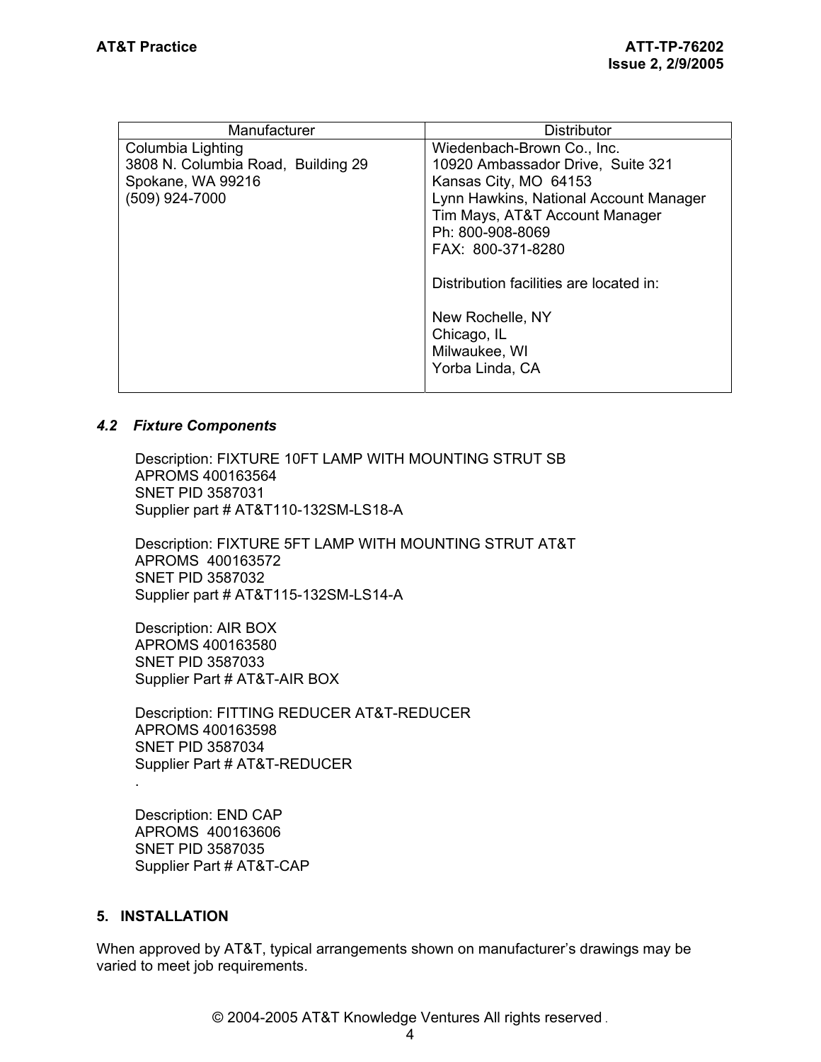| Manufacturer | Distributor |
| --- | --- |
| Columbia Lighting<br>3808 N. Columbia Road, Building 29<br>Spokane, WA 99216<br>(509) 924-7000 | Wiedenbach-Brown Co., Inc.<br>10920 Ambassador Drive, Suite 321<br>Kansas City, MO 64153<br>Lynn Hawkins, National Account Manager<br>Tim Mays, AT&T Account Manager<br>Ph: 800-908-8069<br>FAX: 800-371-8280<br><br>Distribution facilities are located in:<br><br>New Rochelle, NY<br>Chicago, IL<br>Milwaukee, WI<br>Yorba Linda, CA |

### *4.2 Fixture Components*

Description: FIXTURE 10FT LAMP WITH MOUNTING STRUT SB
APROMS 400163564
SNET PID 3587031
Supplier part # AT&T110-132SM-LS18-A

Description: FIXTURE 5FT LAMP WITH MOUNTING STRUT AT&T
APROMS 400163572
SNET PID 3587032
Supplier part # AT&T115-132SM-LS14-A

Description: AIR BOX
APROMS 400163580
SNET PID 3587033
Supplier Part # AT&T-AIR BOX

Description: FITTING REDUCER AT&T-REDUCER
APROMS 400163598
SNET PID 3587034
Supplier Part # AT&T-REDUCER
.

Description: END CAP
APROMS 400163606
SNET PID 3587035
Supplier Part # AT&T-CAP

## 5. INSTALLATION

When approved by AT&T, typical arrangements shown on manufacturer's drawings may be varied to meet job requirements.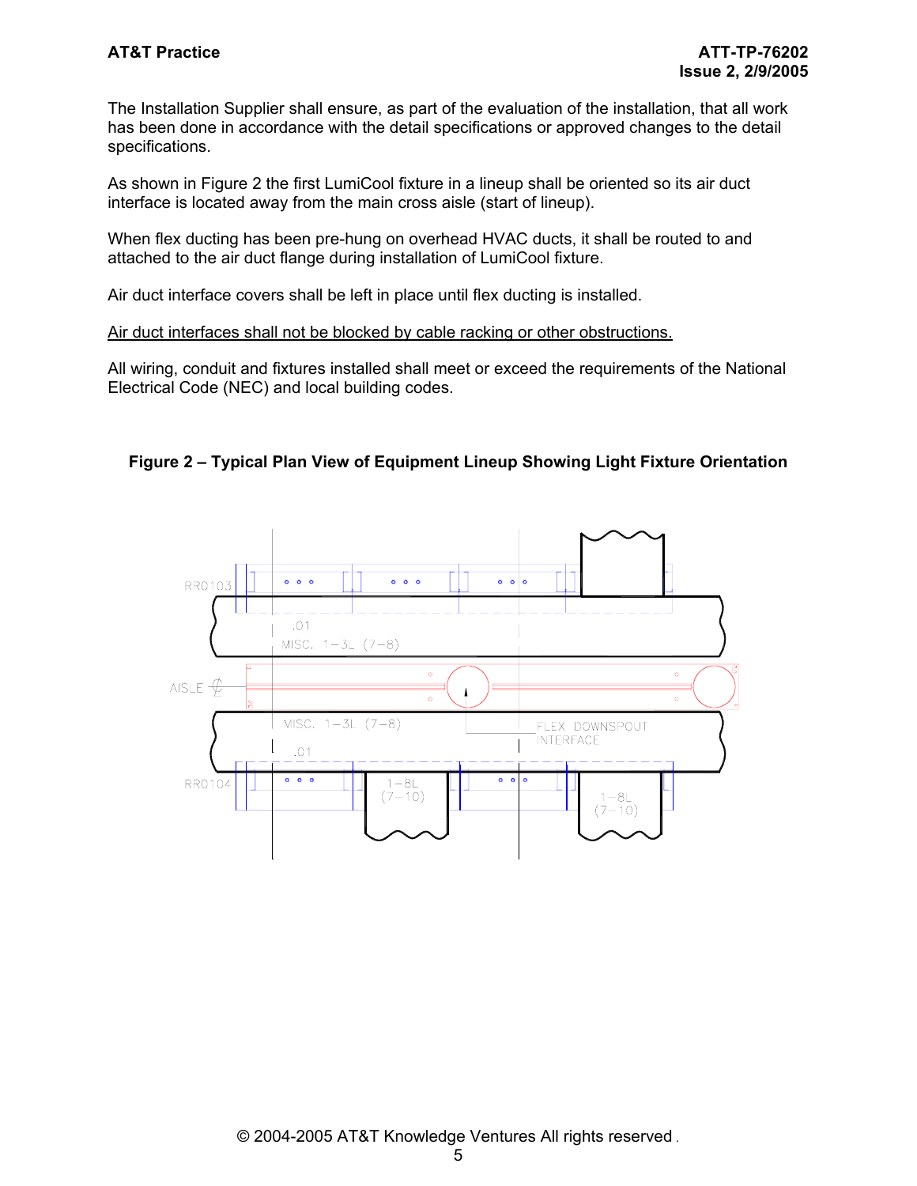The Installation Supplier shall ensure, as part of the evaluation of the installation, that all work has been done in accordance with the detail specifications or approved changes to the detail specifications.

As shown in Figure 2 the first LumiCool fixture in a lineup shall be oriented so its air duct interface is located away from the main cross aisle (start of lineup).

When flex ducting has been pre-hung on overhead HVAC ducts, it shall be routed to and attached to the air duct flange during installation of LumiCool fixture.

Air duct interface covers shall be left in place until flex ducting is installed.

<u>Air duct interfaces shall not be blocked by cable racking or other obstructions.</u>

All wiring, conduit and fixtures installed shall meet or exceed the requirements of the National Electrical Code (NEC) and local building codes.

**Figure 2 – Typical Plan View of Equipment Lineup Showing Light Fixture Orientation**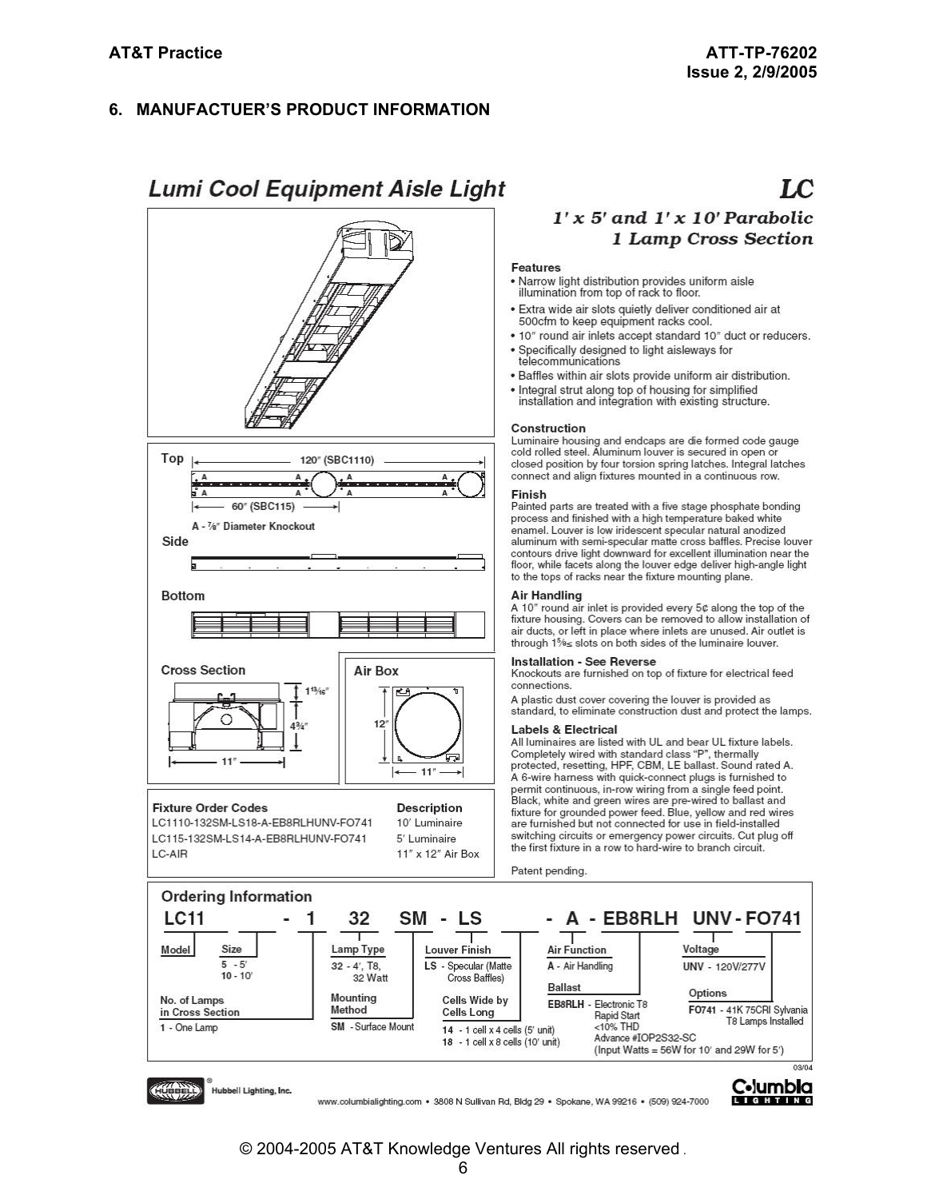## 6. MANUFACTUER'S PRODUCT INFORMATION

# Lumi Cool Equipment Aisle Light

**LC**

***1' x 5' and 1' x 10' Parabolic 1 Lamp Cross Section***

Top

120" (SBC1110)

60" (SBC115)

A - 7/8" Diameter Knockout

Side

Bottom

Cross Section

1 13/16"

4 3/4"

11"

Air Box

12"

11"

### Features

- Narrow light distribution provides uniform aisle illumination from top of rack to floor.
- Extra wide air slots quietly deliver conditioned air at 500cfm to keep equipment racks cool.
- 10" round air inlets accept standard 10" duct or reducers.
- Specifically designed to light aisleways for telecommunications
- Baffles within air slots provide uniform air distribution.
- Integral strut along top of housing for simplified installation and integration with existing structure.

### Construction

Luminaire housing and endcaps are die formed code gauge cold rolled steel. Aluminum louver is secured in open or closed position by four torsion spring latches. Integral latches connect and align fixtures mounted in a continuous row.

### Finish

Painted parts are treated with a five stage phosphate bonding process and finished with a high temperature baked white enamel. Louver is low iridescent specular natural anodized aluminum with semi-specular matte cross baffles. Precise louver contours drive light downward for excellent illumination near the floor, while facets along the louver edge deliver high-angle light to the tops of racks near the fixture mounting plane.

### Air Handling

A 10" round air inlet is provided every 5¢ along the top of the fixture housing. Covers can be removed to allow installation of air ducts, or left in place where inlets are unused. Air outlet is through 1⅝≤ slots on both sides of the luminaire louver.

### Installation - See Reverse

Knockouts are furnished on top of fixture for electrical feed connections.

A plastic dust cover covering the louver is provided as standard, to eliminate construction dust and protect the lamps.

### Labels & Electrical

All luminaires are listed with UL and bear UL fixture labels. Completely wired with standard class "P", thermally protected, resetting, HPF, CBM, LE ballast. Sound rated A. A 6-wire harness with quick-connect plugs is furnished to permit continuous, in-row wiring from a single feed point. Black, white and green wires are pre-wired to ballast and fixture for grounded power feed. Blue, yellow and red wires are furnished but not connected for use in field-installed switching circuits or emergency power circuits. Cut plug off the first fixture in a row to hard-wire to branch circuit.

Patent pending.

| Fixture Order Codes | Description |
|---|---|
| LC1110-132SM-LS18-A-EB8RLHUNV-FO741 | 10' Luminaire |
| LC115-132SM-LS14-A-EB8RLHUNV-FO741 | 5' Luminaire |
| LC-AIR | 11" x 12" Air Box |

### Ordering Information

**LC11 ___ - 1 32 SM - LS ___ - A - EB8RLH UNV - FO741**

- **Model**: LC11
- **Size**: 5 - 5'; 10 - 10'
- **No. of Lamps in Cross Section**: 1 - One Lamp
- **Lamp Type**: 32 - 4', T8, 32 Watt
- **Mounting Method**: SM - Surface Mount
- **Louver Finish**: LS - Specular (Matte Cross Baffles)
- **Cells Wide by Cells Long**: 14 - 1 cell x 4 cells (5' unit); 18 - 1 cell x 8 cells (10' unit)
- **Air Function**: A - Air Handling
- **Ballast**: EB8RLH - Electronic T8 Rapid Start <10% THD Advance #IOP2S32-SC (Input Watts = 56W for 10' and 29W for 5')
- **Voltage**: UNV - 120V/277V
- **Options**: FO741 - 41K 75CRI Sylvania T8 Lamps Installed

03/04

Hubbell Lighting, Inc.

www.columbialighting.com • 3808 N Sullivan Rd, Bldg 29 • Spokane, WA 99216 • (509) 924-7000

Columbia Lighting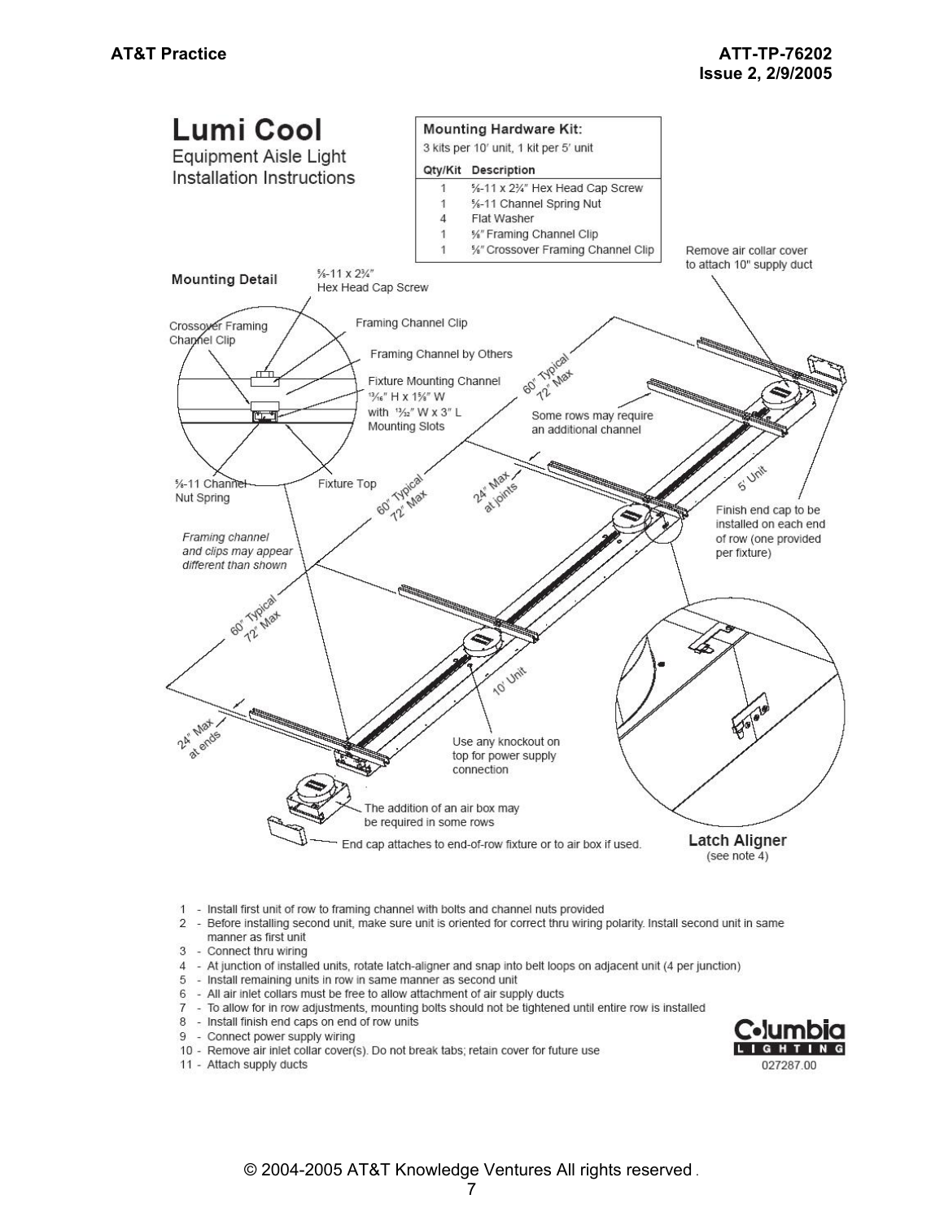# Lumi Cool

## Equipment Aisle Light Installation Instructions

**Mounting Hardware Kit:**
3 kits per 10' unit, 1 kit per 5' unit

| Qty/Kit | Description |
|---|---|
| 1 | ⅝-11 x 2¾" Hex Head Cap Screw |
| 1 | ⅝-11 Channel Spring Nut |
| 4 | Flat Washer |
| 1 | ⅝" Framing Channel Clip |
| 1 | ⅝" Crossover Framing Channel Clip |

**Mounting Detail**

⅝-11 x 2¾" Hex Head Cap Screw

Crossover Framing Channel Clip

Framing Channel Clip

Framing Channel by Others

Fixture Mounting Channel ¹³⁄₁₆" H x 1⅝" W with ¹³⁄₃₂" W x 3" L Mounting Slots

⅝-11 Channel Nut Spring

Fixture Top

*Framing channel and clips may appear different than shown*

Remove air collar cover to attach 10" supply duct

60" Typical 72" Max

Some rows may require an additional channel

24" Max at joints

5' Unit

Finish end cap to be installed on each end of row (one provided per fixture)

10' Unit

24" Max at ends

Use any knockout on top for power supply connection

The addition of an air box may be required in some rows

End cap attaches to end-of-row fixture or to air box if used.

**Latch Aligner**
(see note 4)

1 - Install first unit of row to framing channel with bolts and channel nuts provided
2 - Before installing second unit, make sure unit is oriented for correct thru wiring polarity. Install second unit in same manner as first unit
3 - Connect thru wiring
4 - At junction of installed units, rotate latch-aligner and snap into belt loops on adjacent unit (4 per junction)
5 - Install remaining units in row in same manner as second unit
6 - All air inlet collars must be free to allow attachment of air supply ducts
7 - To allow for in row adjustments, mounting bolts should not be tightened until entire row is installed
8 - Install finish end caps on end of row units
9 - Connect power supply wiring
10 - Remove air inlet collar cover(s). Do not break tabs; retain cover for future use
11 - Attach supply ducts

Columbia Lighting
027287.00

© 2004-2005 AT&T Knowledge Ventures All rights reserved.